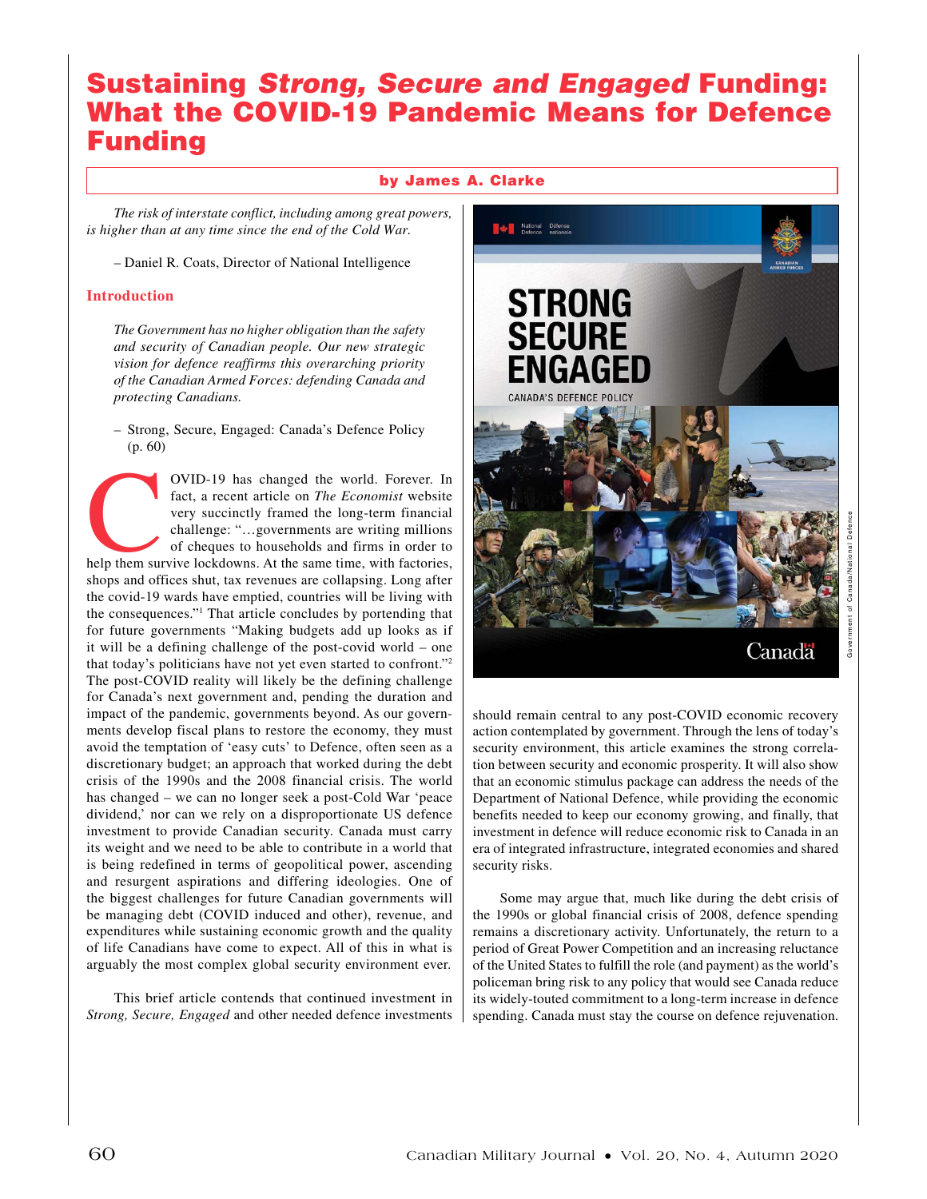# Sustaining *Strong, Secure and Engaged* Funding: What the COVID-19 Pandemic Means for Defence Funding

**by James A. Clarke**

*The risk of interstate conflict, including among great powers, is higher than at any time since the end of the Cold War.*

– Daniel R. Coats, Director of National Intelligence

## Introduction

> *The Government has no higher obligation than the safety and security of Canadian people. Our new strategic vision for defence reaffirms this overarching priority of the Canadian Armed Forces: defending Canada and protecting Canadians.*
>
> – Strong, Secure, Engaged: Canada's Defence Policy (p. 60)

COVID-19 has changed the world. Forever. In fact, a recent article on *The Economist* website very succinctly framed the long-term financial challenge: "…governments are writing millions of cheques to households and firms in order to help them survive lockdowns. At the same time, with factories, shops and offices shut, tax revenues are collapsing. Long after the covid-19 wards have emptied, countries will be living with the consequences."[1] That article concludes by portending that for future governments "Making budgets add up looks as if it will be a defining challenge of the post-covid world – one that today's politicians have not yet even started to confront."[2] The post-COVID reality will likely be the defining challenge for Canada's next government and, pending the duration and impact of the pandemic, governments beyond. As our governments develop fiscal plans to restore the economy, they must avoid the temptation of 'easy cuts' to Defence, often seen as a discretionary budget; an approach that worked during the debt crisis of the 1990s and the 2008 financial crisis. The world has changed – we can no longer seek a post-Cold War 'peace dividend,' nor can we rely on a disproportionate US defence investment to provide Canadian security. Canada must carry its weight and we need to be able to contribute in a world that is being redefined in terms of geopolitical power, ascending and resurgent aspirations and differing ideologies. One of the biggest challenges for future Canadian governments will be managing debt (COVID induced and other), revenue, and expenditures while sustaining economic growth and the quality of life Canadians have come to expect. All of this in what is arguably the most complex global security environment ever.

This brief article contends that continued investment in *Strong, Secure, Engaged* and other needed defence investments should remain central to any post-COVID economic recovery action contemplated by government. Through the lens of today's security environment, this article examines the strong correlation between security and economic prosperity. It will also show that an economic stimulus package can address the needs of the Department of National Defence, while providing the economic benefits needed to keep our economy growing, and finally, that investment in defence will reduce economic risk to Canada in an era of integrated infrastructure, integrated economies and shared security risks.

Some may argue that, much like during the debt crisis of the 1990s or global financial crisis of 2008, defence spending remains a discretionary activity. Unfortunately, the return to a period of Great Power Competition and an increasing reluctance of the United States to fulfill the role (and payment) as the world's policeman bring risk to any policy that would see Canada reduce its widely-touted commitment to a long-term increase in defence spending. Canada must stay the course on defence rejuvenation.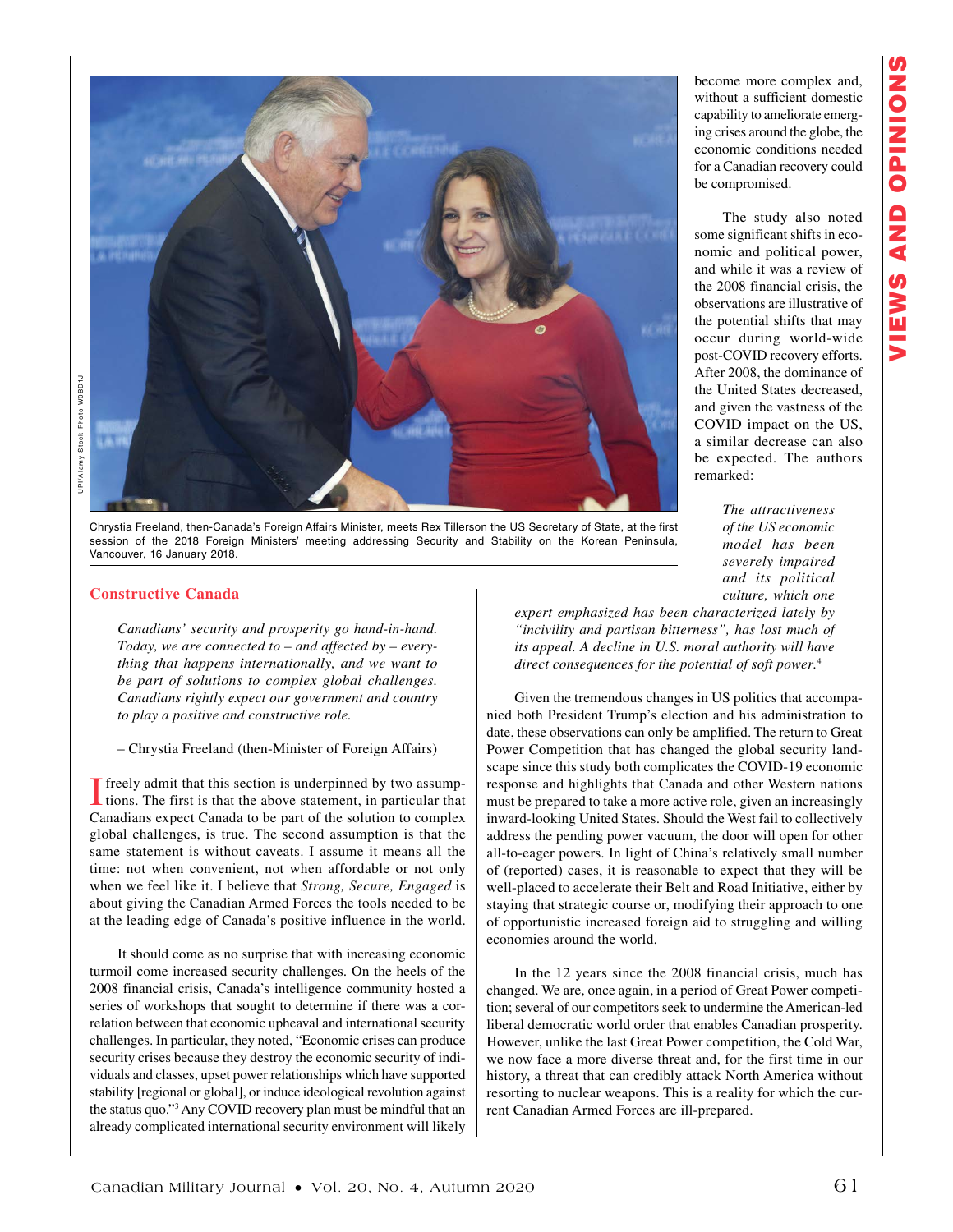become more complex and, without a sufficient domestic capability to ameliorate emerging crises around the globe, the economic conditions needed for a Canadian recovery could be compromised.

The study also noted some significant shifts in economic and political power, and while it was a review of the 2008 financial crisis, the observations are illustrative of the potential shifts that may occur during world-wide post-COVID recovery efforts. After 2008, the dominance of the United States decreased, and given the vastness of the COVID impact on the US, a similar decrease can also be expected. The authors remarked:

> *The attractiveness of the US economic model has been severely impaired and its political culture, which one expert emphasized has been characterized lately by "incivility and partisan bitterness", has lost much of its appeal. A decline in U.S. moral authority will have direct consequences for the potential of soft power.*[4]

Given the tremendous changes in US politics that accompanied both President Trump's election and his administration to date, these observations can only be amplified. The return to Great Power Competition that has changed the global security landscape since this study both complicates the COVID-19 economic response and highlights that Canada and other Western nations must be prepared to take a more active role, given an increasingly inward-looking United States. Should the West fail to collectively address the pending power vacuum, the door will open for other all-to-eager powers. In light of China's relatively small number of (reported) cases, it is reasonable to expect that they will be well-placed to accelerate their Belt and Road Initiative, either by staying that strategic course or, modifying their approach to one of opportunistic increased foreign aid to struggling and willing economies around the world.

In the 12 years since the 2008 financial crisis, much has changed. We are, once again, in a period of Great Power competition; several of our competitors seek to undermine the American-led liberal democratic world order that enables Canadian prosperity. However, unlike the last Great Power competition, the Cold War, we now face a more diverse threat and, for the first time in our history, a threat that can credibly attack North America without resorting to nuclear weapons. This is a reality for which the current Canadian Armed Forces are ill-prepared.

UPI/Alamy Stock Photo W0BD1J

Chrystia Freeland, then-Canada's Foreign Affairs Minister, meets Rex Tillerson the US Secretary of State, at the first session of the 2018 Foreign Ministers' meeting addressing Security and Stability on the Korean Peninsula, Vancouver, 16 January 2018.

## Constructive Canada

> *Canadians' security and prosperity go hand-in-hand. Today, we are connected to – and affected by – everything that happens internationally, and we want to be part of solutions to complex global challenges. Canadians rightly expect our government and country to play a positive and constructive role.*
>
> – Chrystia Freeland (then-Minister of Foreign Affairs)

I freely admit that this section is underpinned by two assumptions. The first is that the above statement, in particular that Canadians expect Canada to be part of the solution to complex global challenges, is true. The second assumption is that the same statement is without caveats. I assume it means all the time: not when convenient, not when affordable or not only when we feel like it. I believe that *Strong, Secure, Engaged* is about giving the Canadian Armed Forces the tools needed to be at the leading edge of Canada's positive influence in the world.

It should come as no surprise that with increasing economic turmoil come increased security challenges. On the heels of the 2008 financial crisis, Canada's intelligence community hosted a series of workshops that sought to determine if there was a correlation between that economic upheaval and international security challenges. In particular, they noted, "Economic crises can produce security crises because they destroy the economic security of individuals and classes, upset power relationships which have supported stability [regional or global], or induce ideological revolution against the status quo."[3] Any COVID recovery plan must be mindful that an already complicated international security environment will likely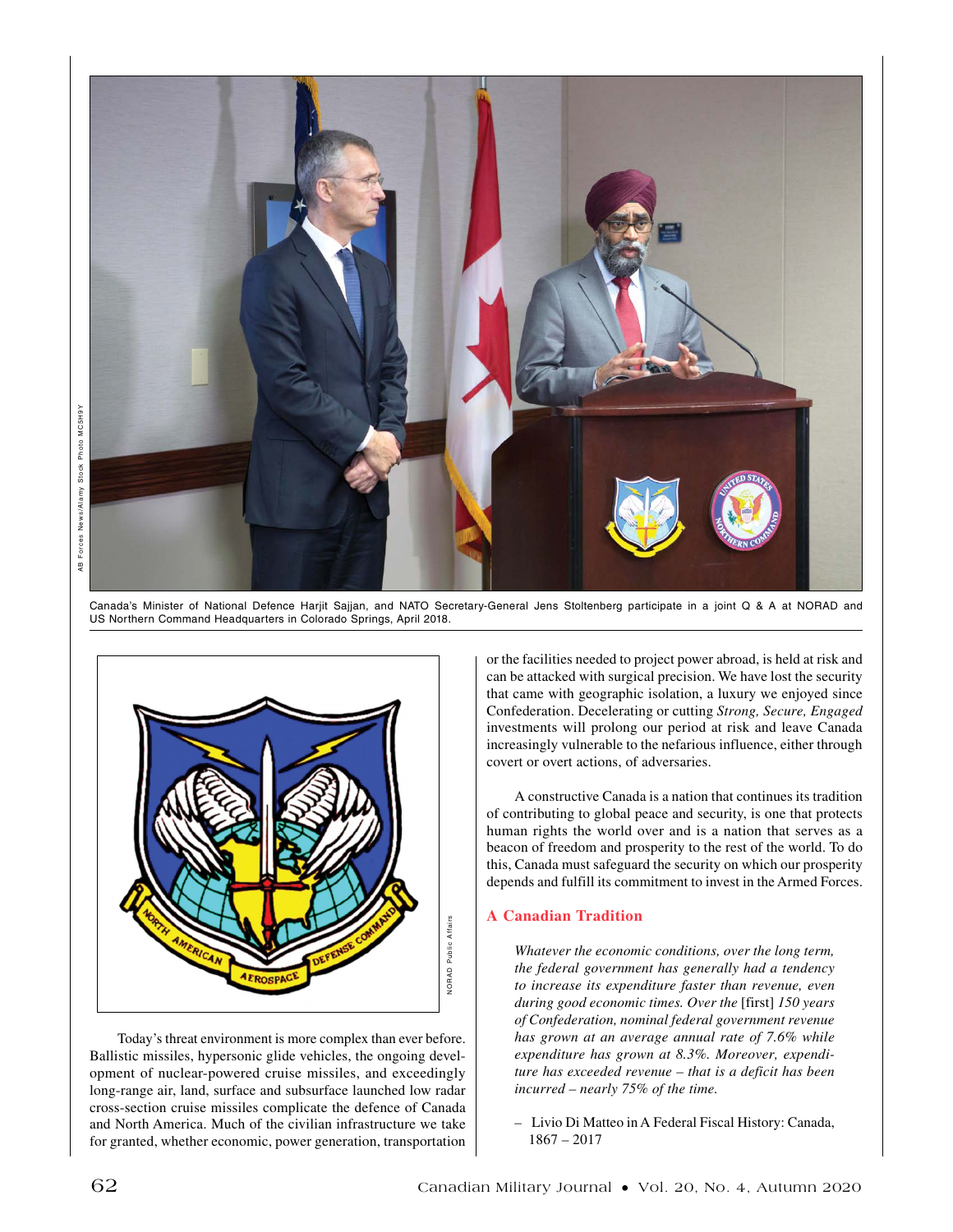Canada's Minister of National Defence Harjit Sajjan, and NATO Secretary-General Jens Stoltenberg participate in a joint Q & A at NORAD and US Northern Command Headquarters in Colorado Springs, April 2018.

Today's threat environment is more complex than ever before. Ballistic missiles, hypersonic glide vehicles, the ongoing development of nuclear-powered cruise missiles, and exceedingly long-range air, land, surface and subsurface launched low radar cross-section cruise missiles complicate the defence of Canada and North America. Much of the civilian infrastructure we take for granted, whether economic, power generation, transportation or the facilities needed to project power abroad, is held at risk and can be attacked with surgical precision. We have lost the security that came with geographic isolation, a luxury we enjoyed since Confederation. Decelerating or cutting *Strong, Secure, Engaged* investments will prolong our period at risk and leave Canada increasingly vulnerable to the nefarious influence, either through covert or overt actions, of adversaries.

A constructive Canada is a nation that continues its tradition of contributing to global peace and security, is one that protects human rights the world over and is a nation that serves as a beacon of freedom and prosperity to the rest of the world. To do this, Canada must safeguard the security on which our prosperity depends and fulfill its commitment to invest in the Armed Forces.

## A Canadian Tradition

> *Whatever the economic conditions, over the long term, the federal government has generally had a tendency to increase its expenditure faster than revenue, even during good economic times. Over the* [first] *150 years of Confederation, nominal federal government revenue has grown at an average annual rate of 7.6% while expenditure has grown at 8.3%. Moreover, expenditure has exceeded revenue – that is a deficit has been incurred – nearly 75% of the time.*
>
> – Livio Di Matteo in A Federal Fiscal History: Canada, 1867 – 2017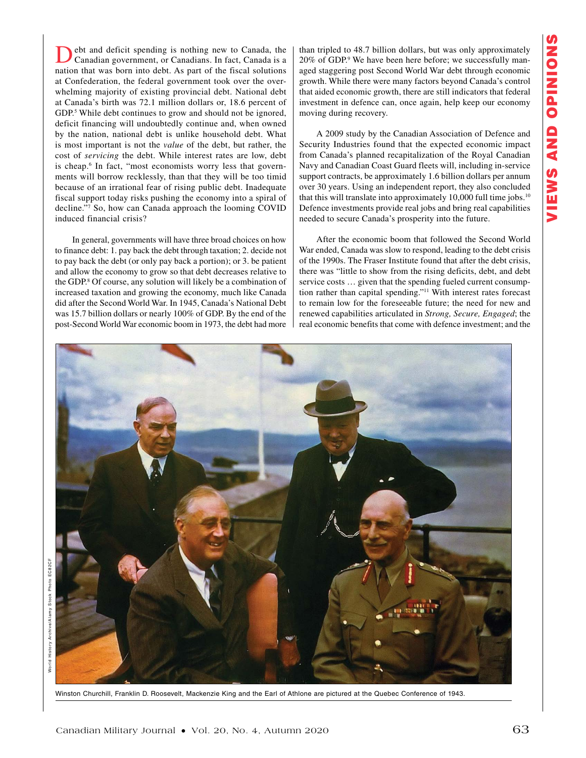Debt and deficit spending is nothing new to Canada, the Canadian government, or Canadians. In fact, Canada is a nation that was born into debt. As part of the fiscal solutions at Confederation, the federal government took over the overwhelming majority of existing provincial debt. National debt at Canada's birth was 72.1 million dollars or, 18.6 percent of GDP.[5] While debt continues to grow and should not be ignored, deficit financing will undoubtedly continue and, when owned by the nation, national debt is unlike household debt. What is most important is not the *value* of the debt, but rather, the cost of *servicing* the debt. While interest rates are low, debt is cheap.[6] In fact, "most economists worry less that governments will borrow recklessly, than that they will be too timid because of an irrational fear of rising public debt. Inadequate fiscal support today risks pushing the economy into a spiral of decline."[7] So, how can Canada approach the looming COVID induced financial crisis?

In general, governments will have three broad choices on how to finance debt: 1. pay back the debt through taxation; 2. decide not to pay back the debt (or only pay back a portion); or 3. be patient and allow the economy to grow so that debt decreases relative to the GDP.[8] Of course, any solution will likely be a combination of increased taxation and growing the economy, much like Canada did after the Second World War. In 1945, Canada's National Debt was 15.7 billion dollars or nearly 100% of GDP. By the end of the post-Second World War economic boom in 1973, the debt had more than tripled to 48.7 billion dollars, but was only approximately 20% of GDP.[9] We have been here before; we successfully managed staggering post Second World War debt through economic growth. While there were many factors beyond Canada's control that aided economic growth, there are still indicators that federal investment in defence can, once again, help keep our economy moving during recovery.

A 2009 study by the Canadian Association of Defence and Security Industries found that the expected economic impact from Canada's planned recapitalization of the Royal Canadian Navy and Canadian Coast Guard fleets will, including in-service support contracts, be approximately 1.6 billion dollars per annum over 30 years. Using an independent report, they also concluded that this will translate into approximately 10,000 full time jobs.[10] Defence investments provide real jobs and bring real capabilities needed to secure Canada's prosperity into the future.

After the economic boom that followed the Second World War ended, Canada was slow to respond, leading to the debt crisis of the 1990s. The Fraser Institute found that after the debt crisis, there was "little to show from the rising deficits, debt, and debt service costs … given that the spending fueled current consumption rather than capital spending."[11] With interest rates forecast to remain low for the foreseeable future; the need for new and renewed capabilities articulated in *Strong, Secure, Engaged*; the real economic benefits that come with defence investment; and the

World History Archive/Alamy Stock Photo EC82CF

Winston Churchill, Franklin D. Roosevelt, Mackenzie King and the Earl of Athlone are pictured at the Quebec Conference of 1943.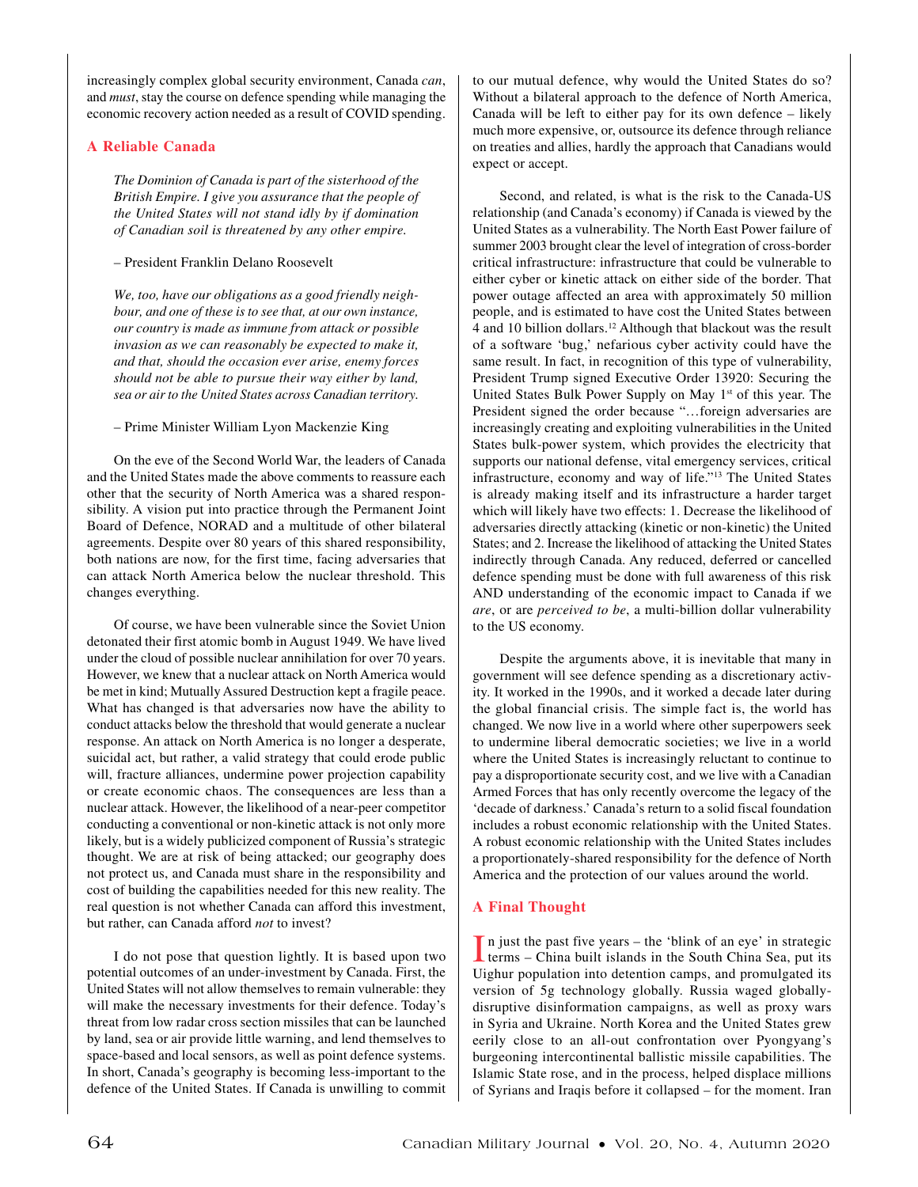increasingly complex global security environment, Canada *can*, and *must*, stay the course on defence spending while managing the economic recovery action needed as a result of COVID spending.

## A Reliable Canada

> *The Dominion of Canada is part of the sisterhood of the British Empire. I give you assurance that the people of the United States will not stand idly by if domination of Canadian soil is threatened by any other empire.*
>
> – President Franklin Delano Roosevelt

> *We, too, have our obligations as a good friendly neighbour, and one of these is to see that, at our own instance, our country is made as immune from attack or possible invasion as we can reasonably be expected to make it, and that, should the occasion ever arise, enemy forces should not be able to pursue their way either by land, sea or air to the United States across Canadian territory.*
>
> – Prime Minister William Lyon Mackenzie King

On the eve of the Second World War, the leaders of Canada and the United States made the above comments to reassure each other that the security of North America was a shared responsibility. A vision put into practice through the Permanent Joint Board of Defence, NORAD and a multitude of other bilateral agreements. Despite over 80 years of this shared responsibility, both nations are now, for the first time, facing adversaries that can attack North America below the nuclear threshold. This changes everything.

Of course, we have been vulnerable since the Soviet Union detonated their first atomic bomb in August 1949. We have lived under the cloud of possible nuclear annihilation for over 70 years. However, we knew that a nuclear attack on North America would be met in kind; Mutually Assured Destruction kept a fragile peace. What has changed is that adversaries now have the ability to conduct attacks below the threshold that would generate a nuclear response. An attack on North America is no longer a desperate, suicidal act, but rather, a valid strategy that could erode public will, fracture alliances, undermine power projection capability or create economic chaos. The consequences are less than a nuclear attack. However, the likelihood of a near-peer competitor conducting a conventional or non-kinetic attack is not only more likely, but is a widely publicized component of Russia's strategic thought. We are at risk of being attacked; our geography does not protect us, and Canada must share in the responsibility and cost of building the capabilities needed for this new reality. The real question is not whether Canada can afford this investment, but rather, can Canada afford *not* to invest?

I do not pose that question lightly. It is based upon two potential outcomes of an under-investment by Canada. First, the United States will not allow themselves to remain vulnerable: they will make the necessary investments for their defence. Today's threat from low radar cross section missiles that can be launched by land, sea or air provide little warning, and lend themselves to space-based and local sensors, as well as point defence systems. In short, Canada's geography is becoming less-important to the defence of the United States. If Canada is unwilling to commit to our mutual defence, why would the United States do so? Without a bilateral approach to the defence of North America, Canada will be left to either pay for its own defence – likely much more expensive, or, outsource its defence through reliance on treaties and allies, hardly the approach that Canadians would expect or accept.

Second, and related, is what is the risk to the Canada-US relationship (and Canada's economy) if Canada is viewed by the United States as a vulnerability. The North East Power failure of summer 2003 brought clear the level of integration of cross-border critical infrastructure: infrastructure that could be vulnerable to either cyber or kinetic attack on either side of the border. That power outage affected an area with approximately 50 million people, and is estimated to have cost the United States between 4 and 10 billion dollars.[12] Although that blackout was the result of a software 'bug,' nefarious cyber activity could have the same result. In fact, in recognition of this type of vulnerability, President Trump signed Executive Order 13920: Securing the United States Bulk Power Supply on May 1st of this year. The President signed the order because "…foreign adversaries are increasingly creating and exploiting vulnerabilities in the United States bulk-power system, which provides the electricity that supports our national defense, vital emergency services, critical infrastructure, economy and way of life."[13] The United States is already making itself and its infrastructure a harder target which will likely have two effects: 1. Decrease the likelihood of adversaries directly attacking (kinetic or non-kinetic) the United States; and 2. Increase the likelihood of attacking the United States indirectly through Canada. Any reduced, deferred or cancelled defence spending must be done with full awareness of this risk AND understanding of the economic impact to Canada if we *are*, or are *perceived to be*, a multi-billion dollar vulnerability to the US economy.

Despite the arguments above, it is inevitable that many in government will see defence spending as a discretionary activity. It worked in the 1990s, and it worked a decade later during the global financial crisis. The simple fact is, the world has changed. We now live in a world where other superpowers seek to undermine liberal democratic societies; we live in a world where the United States is increasingly reluctant to continue to pay a disproportionate security cost, and we live with a Canadian Armed Forces that has only recently overcome the legacy of the 'decade of darkness.' Canada's return to a solid fiscal foundation includes a robust economic relationship with the United States. A robust economic relationship with the United States includes a proportionately-shared responsibility for the defence of North America and the protection of our values around the world.

## A Final Thought

In just the past five years – the 'blink of an eye' in strategic terms – China built islands in the South China Sea, put its Uighur population into detention camps, and promulgated its version of 5g technology globally. Russia waged globally-disruptive disinformation campaigns, as well as proxy wars in Syria and Ukraine. North Korea and the United States grew eerily close to an all-out confrontation over Pyongyang's burgeoning intercontinental ballistic missile capabilities. The Islamic State rose, and in the process, helped displace millions of Syrians and Iraqis before it collapsed – for the moment. Iran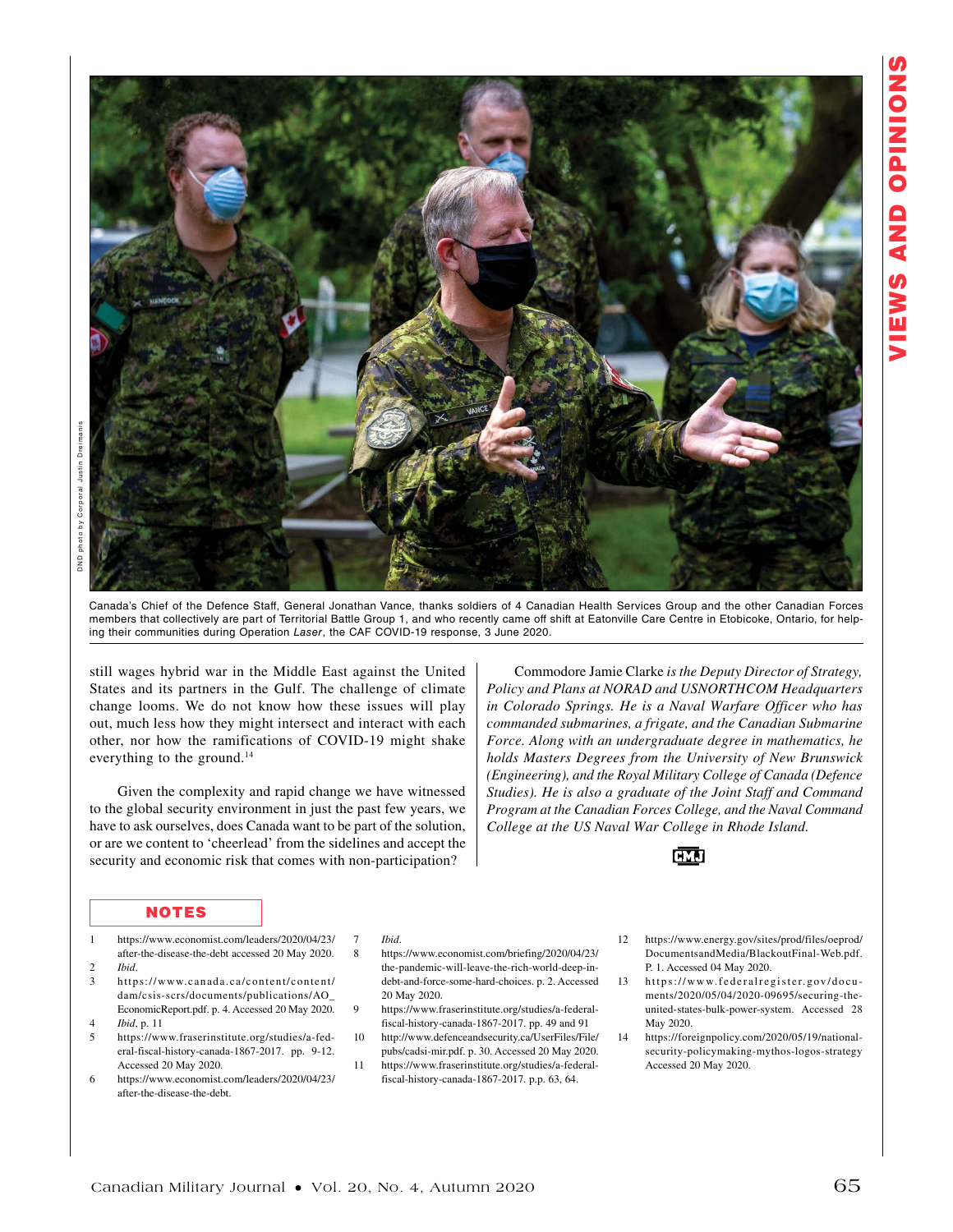DND photo by Corporal Justin Dreimanis

Canada's Chief of the Defence Staff, General Jonathan Vance, thanks soldiers of 4 Canadian Health Services Group and the other Canadian Forces members that collectively are part of Territorial Battle Group 1, and who recently came off shift at Eatonville Care Centre in Etobicoke, Ontario, for helping their communities during Operation *Laser*, the CAF COVID-19 response, 3 June 2020.

still wages hybrid war in the Middle East against the United States and its partners in the Gulf. The challenge of climate change looms. We do not know how these issues will play out, much less how they might intersect and interact with each other, nor how the ramifications of COVID-19 might shake everything to the ground.[14]

Given the complexity and rapid change we have witnessed to the global security environment in just the past few years, we have to ask ourselves, does Canada want to be part of the solution, or are we content to 'cheerlead' from the sidelines and accept the security and economic risk that comes with non-participation?

Commodore Jamie Clarke *is the Deputy Director of Strategy, Policy and Plans at NORAD and USNORTHCOM Headquarters in Colorado Springs. He is a Naval Warfare Officer who has commanded submarines, a frigate, and the Canadian Submarine Force. Along with an undergraduate degree in mathematics, he holds Masters Degrees from the University of New Brunswick (Engineering), and the Royal Military College of Canada (Defence Studies). He is also a graduate of the Joint Staff and Command Program at the Canadian Forces College, and the Naval Command College at the US Naval War College in Rhode Island.*

## NOTES

1. https://www.economist.com/leaders/2020/04/23/after-the-disease-the-debt accessed 20 May 2020.
2. *Ibid.*
3. https://www.canada.ca/content/content/dam/csis-scrs/documents/publications/AO_EconomicReport.pdf. p. 4. Accessed 20 May 2020.
4. *Ibid*, p. 11
5. https://www.fraserinstitute.org/studies/a-federal-fiscal-history-canada-1867-2017. pp. 9-12. Accessed 20 May 2020.
6. https://www.economist.com/leaders/2020/04/23/after-the-disease-the-debt.
7. *Ibid.*
8. https://www.economist.com/briefing/2020/04/23/the-pandemic-will-leave-the-rich-world-deep-in-debt-and-force-some-hard-choices. p. 2. Accessed 20 May 2020.
9. https://www.fraserinstitute.org/studies/a-federal-fiscal-history-canada-1867-2017. pp. 49 and 91
10. http://www.defenceandsecurity.ca/UserFiles/File/pubs/cadsi-mir.pdf. p. 30. Accessed 20 May 2020.
11. https://www.fraserinstitute.org/studies/a-federal-fiscal-history-canada-1867-2017. p.p. 63, 64.
12. https://www.energy.gov/sites/prod/files/oeprod/DocumentsandMedia/BlackoutFinal-Web.pdf. P. 1. Accessed 04 May 2020.
13. https://www.federalregister.gov/documents/2020/05/04/2020-09695/securing-the-united-states-bulk-power-system. Accessed 28 May 2020.
14. https://foreignpolicy.com/2020/05/19/national-security-policymaking-mythos-logos-strategy Accessed 20 May 2020.